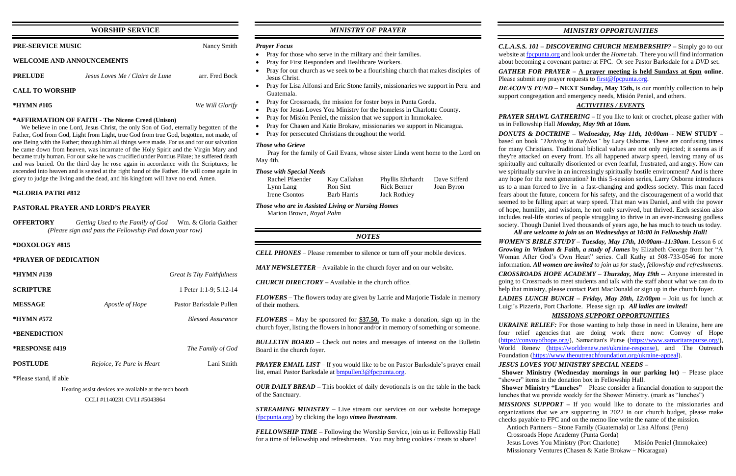## WORSHIP SERVICE

**PRE-SERVICE MUSIC** — Nancy Smith

**WELCOME AND ANNOUNCEMENTS**

**PRELUDE** — *Jesus Loves Me / Claire de Lune* — arr. Fred Bock

**CALL TO WORSHIP**

**\*HYMN #105** — *We Will Glorify*

**\*AFFIRMATION OF FAITH - The Nicene Creed (Unison)**

We believe in one Lord, Jesus Christ, the only Son of God, eternally begotten of the Father, God from God, Light from Light, true God from true God, begotten, not made, of one Being with the Father; through him all things were made. For us and for our salvation he came down from heaven, was incarnate of the Holy Spirit and the Virgin Mary and became truly human. For our sake he was crucified under Pontius Pilate; he suffered death and was buried. On the third day he rose again in accordance with the Scriptures; he ascended into heaven and is seated at the right hand of the Father. He will come again in glory to judge the living and the dead, and his kingdom will have no end. Amen.

**\*GLORIA PATRI #812**

**PASTORAL PRAYER AND LORD'S PRAYER**

**OFFERTORY** — *Getting Used to the Family of God* — Wm. & Gloria Gaither
*(Please sign and pass the Fellowship Pad down your row)*

**\*DOXOLOGY #815**

**\*PRAYER OF DEDICATION**

**\*HYMN #139** — *Great Is Thy Faithfulness*

**SCRIPTURE** — 1 Peter 1:1-9; 5:12-14

**MESSAGE** — *Apostle of Hope* — Pastor Barksdale Pullen

**\*HYMN #572** — *Blessed Assurance*

**\*BENEDICTION**

**\*RESPONSE #419** — *The Family of God*

**POSTLUDE** — *Rejoice, Ye Pure in Heart* — Lani Smith

\*Please stand, if able

Hearing assist devices are available at the tech booth

CCLI #1140231 CVLI #5043864

## *MINISTRY OF PRAYER*

***Prayer Focus***

- Pray for those who serve in the military and their families.
- Pray for First Responders and Healthcare Workers.
- Pray for our church as we seek to be a flourishing church that makes disciples of Jesus Christ.
- Pray for Lisa Alfonsi and Eric Stone family, missionaries we support in Peru and Guatemala.
- Pray for Crossroads, the mission for foster boys in Punta Gorda.
- Pray for Jesus Loves You Ministry for the homeless in Charlotte County.
- Pray for Misión Peniel, the mission that we support in Immokalee.
- Pray for Chasen and Katie Brokaw, missionaries we support in Nicaragua.
- Pray for persecuted Christians throughout the world.

***Those who Grieve***

Pray for the family of Gail Evans, whose sister Linda went home to the Lord on May 4th.

***Those with Special Needs***

| | | | |
|---|---|---|---|
| Rachel Pfaender | Kay Callahan | Phyllis Ehrhardt | Dave Sifferd |
| Lynn Lang | Ron Sixt | Rick Berner | Joan Byron |
| Irene Csontos | Barb Harris | Jack Rothley | |

***Those who are in Assisted Living or Nursing Homes***

Marion Brown, *Royal Palm*

## *NOTES*

***CELL PHONES*** – Please remember to silence or turn off your mobile devices.

***MAY NEWSLETTER*** – Available in the church foyer and on our website.

***CHURCH DIRECTORY*** – Available in the church office.

***FLOWERS*** – The flowers today are given by Larrie and Marjorie Tisdale in memory of their mothers.

***FLOWERS*** – May be sponsored for **$37.50.** To make a donation, sign up in the church foyer, listing the flowers in honor and/or in memory of something or someone.

***BULLETIN BOARD*** – Check out notes and messages of interest on the Bulletin Board in the church foyer.

***PRAYER EMAIL LIST*** – If you would like to be on Pastor Barksdale's prayer email list, email Pastor Barksdale at bmpullen3@fpcpunta.org.

***OUR DAILY BREAD*** – This booklet of daily devotionals is on the table in the back of the Sanctuary.

***STREAMING MINISTRY*** – Live stream our services on our website homepage (fpcpunta.org) by clicking the logo ***vimeo livestream***.

***FELLOWSHIP TIME*** – Following the Worship Service, join us in Fellowship Hall for a time of fellowship and refreshments. You may bring cookies / treats to share!

## *MINISTRY OPPORTUNITIES*

***C.L.A.S.S. 101 – DISCOVERING CHURCH MEMBERSHIP?*** – Simply go to our website at fpcpunta.org and look under the *Home* tab. There you will find information about becoming a covenant partner at FPC. Or see Pastor Barksdale for a *DVD* set.

***GATHER FOR PRAYER*** – **A prayer meeting is held Sundays at 6pm online**. Please submit any prayer requests to first@fpcpunta.org.

***DEACON'S FUND*** – **NEXT Sunday, May 15th,** is our monthly collection to help support congregation and emergency needs, Misión Peniel, and others.

### *ACTIVITIES / EVENTS*

***PRAYER SHAWL GATHERING*** – If you like to knit or crochet, please gather with us in Fellowship Hall ***Monday, May 9th at 10am.***

***DONUTS & DOCTRINE – Wednesday, May 11th, 10:00am*** – **NEW STUDY** – based on book *"Thriving in Babylon"* by Lary Osborne. These are confusing times for many Christians. Traditional biblical values are not only rejected; it seems as if they're attacked on every front. It's all happened atwarp speed, leaving many of us spiritually and culturally disoriented or even fearful, frustrated, and angry. How can we spiritually survive in an increasingly spiritually hostile environment? And is there any hope for the next generation? In this 5-session series, Larry Osborne introduces us to a man forced to live in a fast-changing and godless society. This man faced fears about the future, concern for his safety, and the discouragement of a world that seemed to be falling apart at warp speed. That man was Daniel, and with the power of hope, humility, and wisdom, he not only survived, but thrived. Each session also includes real-life stories of people struggling to thrive in an ever-increasing godless society. Though Daniel lived thousands of years ago, he has much to teach us today.

***All are welcome to join us on Wednesdays at 10:00 in Fellowship Hall!***

***WOMEN'S BIBLE STUDY – Tuesday, May 17th, 10:00am–11:30am***. Lesson 6 of ***Growing in Wisdom & Faith, a study of James*** by Elizabeth George from her "A Woman After God's Own Heart" series. Call Kathy at 508-733-0546 for more information. ***All women are invited*** *to join us for study, fellowship and refreshments.*

***CROSSROADS HOPE ACADEMY – Thursday, May 19th --*** Anyone interested in going to Crossroads to meet students and talk with the staff about what we can do to help that ministry, please contact Patti MacDonald or sign up in the church foyer.

***LADIES LUNCH BUNCH – Friday, May 20th, 12:00pm*** – Join us for lunch at Luigi's Pizzeria, Port Charlotte. Please sign up. ***All ladies are invited!***

### *MISSIONS SUPPORT OPPORTUNITIES*

***UKRAINE RELIEF:*** For those wanting to help those in need in Ukraine, here are four relief agencies that are doing work there now: Convoy of Hope (https://convoyofhope.org/), Samaritan's Purse (https://www.samaritanspurse.org/), World Renew (https://worldrenew.net/ukraine-response), and The Outreach Foundation (https://www.theoutreachfoundation.org/ukraine-appeal).

***JESUS LOVES YOU MINISTRY SPECIAL NEEDS –***

**Shower Ministry (Wednesday mornings in our parking lot)** – Please place "shower" items in the donation box in Fellowship Hall.

**Shower Ministry "Lunches"** – Please consider a financial donation to support the lunches that we provide weekly for the Shower Ministry. (mark as "lunches")

***MISSIONS SUPPORT*** – If you would like to donate to the missionaries and organizations that we are supporting in 2022 in our church budget, please make checks payable to FPC and on the memo line write the name of the mission.

Antioch Partners – Stone Family (Guatemala) or Lisa Alfonsi (Peru)
Crossroads Hope Academy (Punta Gorda)
Jesus Loves You Ministry (Port Charlotte) — Misión Peniel (Immokalee)
Missionary Ventures (Chasen & Katie Brokaw – Nicaragua)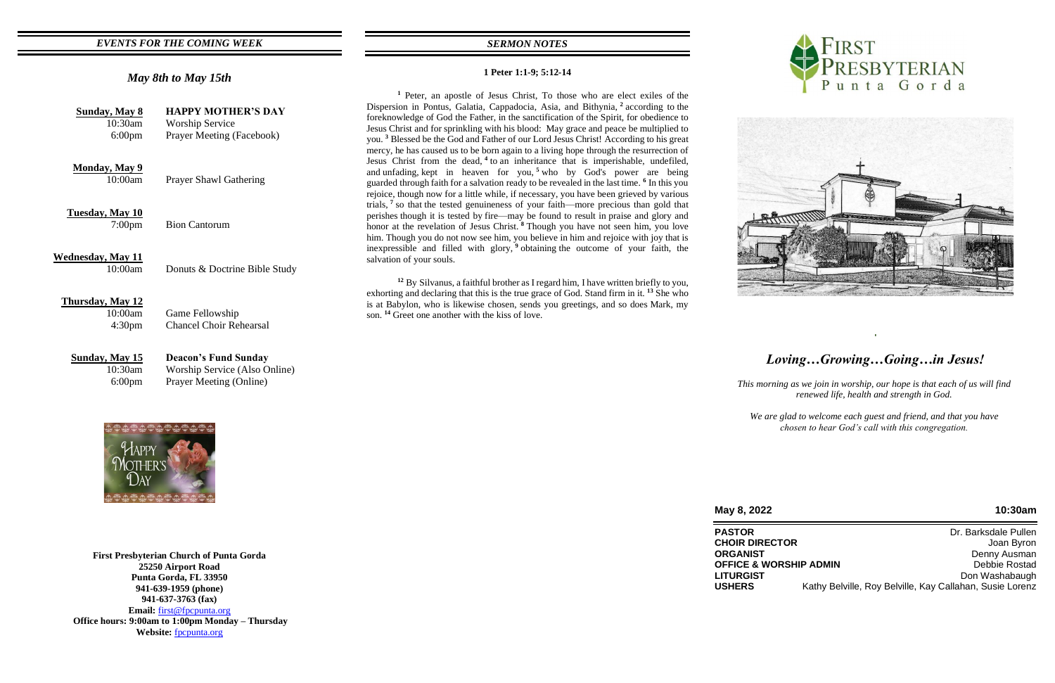## *EVENTS FOR THE COMING WEEK*

### *May 8th to May 15th*

**Sunday, May 8** — **HAPPY MOTHER'S DAY**
- 10:30am Worship Service
- 6:00pm Prayer Meeting (Facebook)

**Monday, May 9**
- 10:00am Prayer Shawl Gathering

**Tuesday, May 10**
- 7:00pm Bion Cantorum

**Wednesday, May 11**
- 10:00am Donuts & Doctrine Bible Study

**Thursday, May 12**
- 10:00am Game Fellowship
- 4:30pm Chancel Choir Rehearsal

**Sunday, May 15** — **Deacon's Fund Sunday**
- 10:30am Worship Service (Also Online)
- 6:00pm Prayer Meeting (Online)

**First Presbyterian Church of Punta Gorda**
**25250 Airport Road**
**Punta Gorda, FL 33950**
**941-639-1959 (phone)**
**941-637-3763 (fax)**
**Email:** first@fpcpunta.org
**Office hours: 9:00am to 1:00pm Monday – Thursday**
**Website:** fpcpunta.org

## *SERMON NOTES*

**1 Peter 1:1-9; 5:12-14**

[1] Peter, an apostle of Jesus Christ, To those who are elect exiles of the Dispersion in Pontus, Galatia, Cappadocia, Asia, and Bithynia, [2] according to the foreknowledge of God the Father, in the sanctification of the Spirit, for obedience to Jesus Christ and for sprinkling with his blood: May grace and peace be multiplied to you. [3] Blessed be the God and Father of our Lord Jesus Christ! According to his great mercy, he has caused us to be born again to a living hope through the resurrection of Jesus Christ from the dead, [4] to an inheritance that is imperishable, undefiled, and unfading, kept in heaven for you, [5] who by God's power are being guarded through faith for a salvation ready to be revealed in the last time. [6] In this you rejoice, though now for a little while, if necessary, you have been grieved by various trials, [7] so that the tested genuineness of your faith—more precious than gold that perishes though it is tested by fire—may be found to result in praise and glory and honor at the revelation of Jesus Christ. [8] Though you have not seen him, you love him. Though you do not now see him, you believe in him and rejoice with joy that is inexpressible and filled with glory, [9] obtaining the outcome of your faith, the salvation of your souls.

[12] By Silvanus, a faithful brother as I regard him, I have written briefly to you, exhorting and declaring that this is the true grace of God. Stand firm in it. [13] She who is at Babylon, who is likewise chosen, sends you greetings, and so does Mark, my son. [14] Greet one another with the kiss of love.

# FIRST PRESBYTERIAN
## Punta Gorda

## *Loving…Growing…Going…in Jesus!*

*This morning as we join in worship, our hope is that each of us will find renewed life, health and strength in God.*

*We are glad to welcome each guest and friend, and that you have chosen to hear God's call with this congregation.*

**May 8, 2022** — **10:30am**

| | |
|---|---|
| **PASTOR** | Dr. Barksdale Pullen |
| **CHOIR DIRECTOR** | Joan Byron |
| **ORGANIST** | Denny Ausman |
| **OFFICE & WORSHIP ADMIN** | Debbie Rostad |
| **LITURGIST** | Don Washabaugh |
| **USHERS** | Kathy Belville, Roy Belville, Kay Callahan, Susie Lorenz |